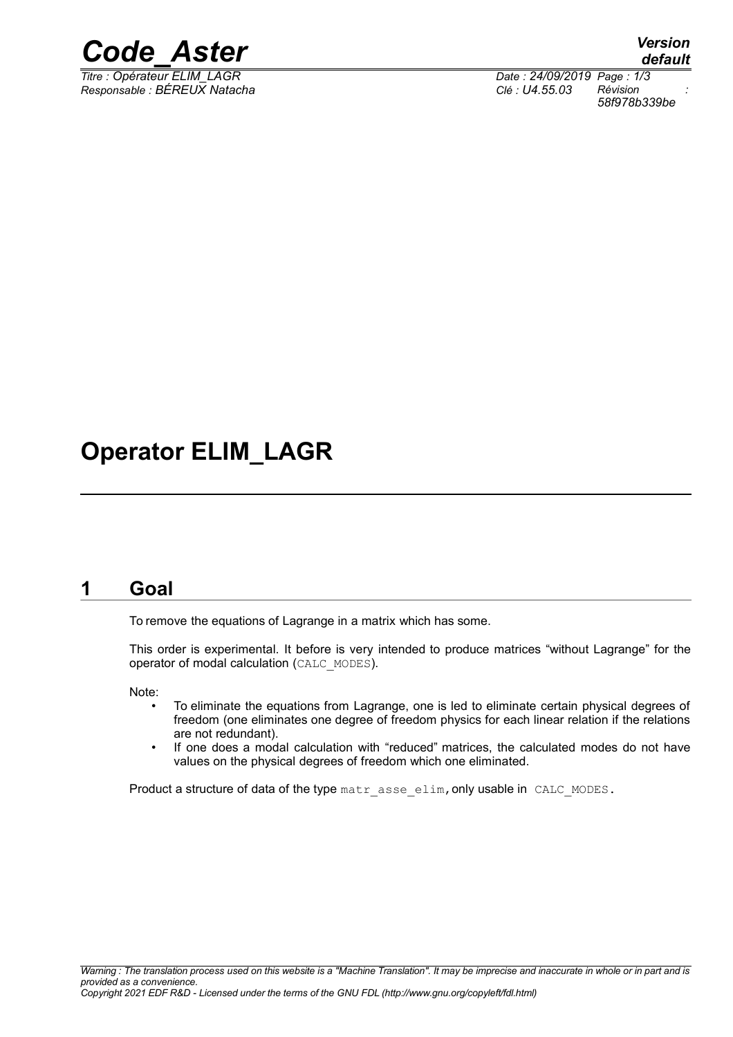# Operator ELIM_LAGR

## 1 Goal

To remove the equations of Lagrange in a matrix which has some.

This order is experimental. It before is very intended to produce matrices "without Lagrange" for the operator of modal calculation (CALC_MODES).

Note:

- To eliminate the equations from Lagrange, one is led to eliminate certain physical degrees of freedom (one eliminates one degree of freedom physics for each linear relation if the relations are not redundant).
- If one does a modal calculation with "reduced" matrices, the calculated modes do not have values on the physical degrees of freedom which one eliminated.

Product a structure of data of the type matr_asse_elim, only usable in CALC_MODES.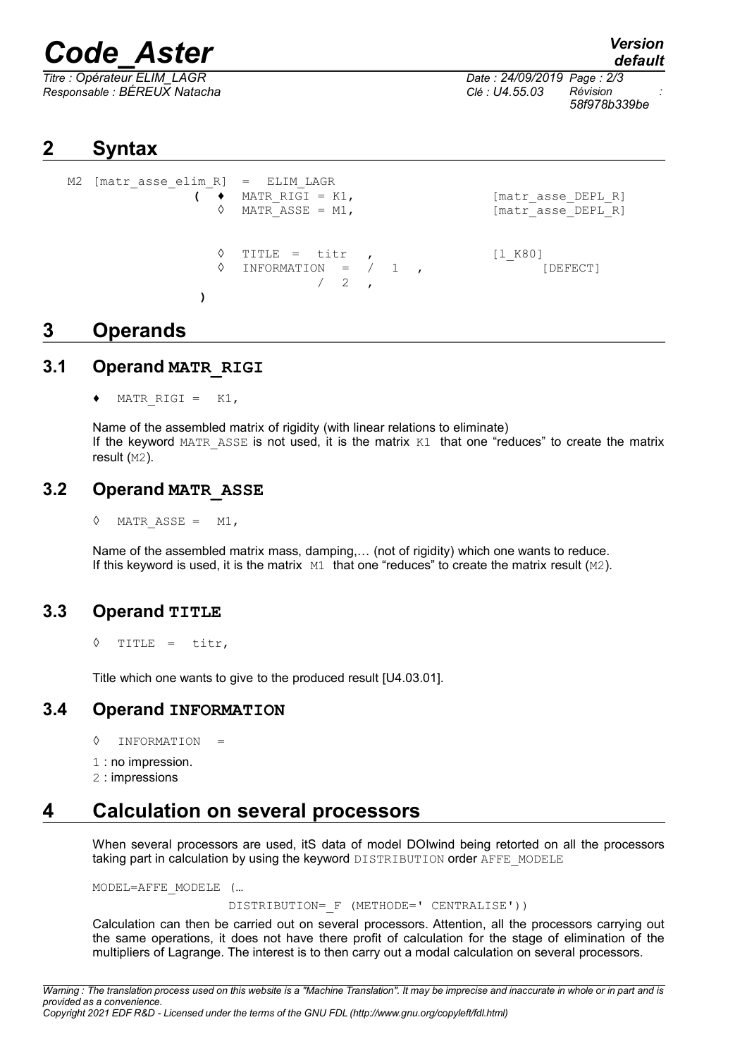# 2 Syntax

```
M2 [matr_asse_elim_R] = ELIM_LAGR
            ( ♦  MATR_RIGI = K1,                    [matr_asse_DEPL_R]
              ◊  MATR_ASSE = M1,                    [matr_asse_DEPL_R]

              ◊  TITLE  =  titr  ,                  [l_K80]
              ◊  INFORMATION  =  /  1  ,                 [DEFECT]
                                 /  2  ,
            )
```

# 3 Operands

## 3.1 Operand MATR_RIGI

♦ `MATR_RIGI = K1,`

Name of the assembled matrix of rigidity (with linear relations to eliminate)
If the keyword `MATR_ASSE` is not used, it is the matrix `K1` that one "reduces" to create the matrix result (`M2`).

## 3.2 Operand MATR_ASSE

◊ `MATR_ASSE = M1,`

Name of the assembled matrix mass, damping,… (not of rigidity) which one wants to reduce.
If this keyword is used, it is the matrix `M1` that one "reduces" to create the matrix result (`M2`).

## 3.3 Operand TITLE

◊ `TITLE = titr,`

Title which one wants to give to the produced result [U4.03.01].

## 3.4 Operand INFORMATION

◊ `INFORMATION =`

`1` : no impression.
`2` : impressions

# 4 Calculation on several processors

When several processors are used, itS data of model DOIwind being retorted on all the processors taking part in calculation by using the keyword `DISTRIBUTION` order `AFFE_MODELE`

```
MODEL=AFFE_MODELE (…
                    DISTRIBUTION=_F (METHODE=' CENTRALISE'))
```

Calculation can then be carried out on several processors. Attention, all the processors carrying out the same operations, it does not have there profit of calculation for the stage of elimination of the multipliers of Lagrange. The interest is to then carry out a modal calculation on several processors.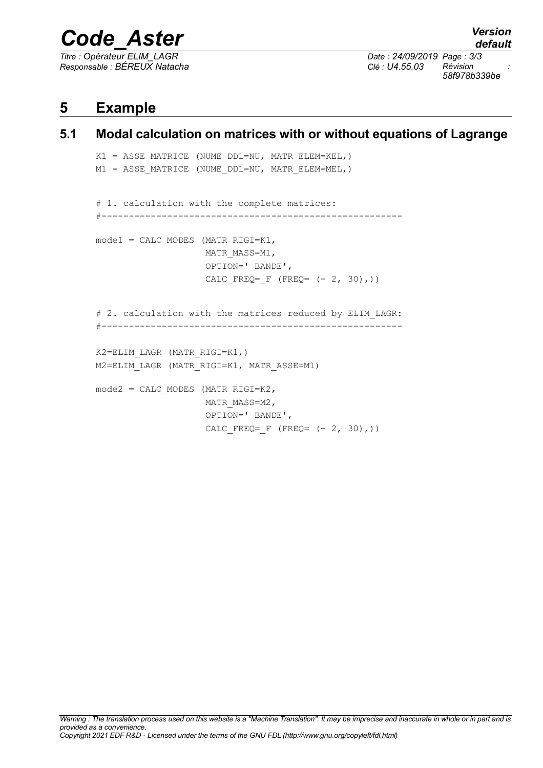# 5 Example

## 5.1 Modal calculation on matrices with or without equations of Lagrange

```
K1 = ASSE_MATRICE (NUME_DDL=NU, MATR_ELEM=KEL,)
M1 = ASSE_MATRICE (NUME_DDL=NU, MATR_ELEM=MEL,)


# 1. calculation with the complete matrices:
#-----------------------------------------------------

mode1 = CALC_MODES (MATR_RIGI=K1,
                    MATR_MASS=M1,
                    OPTION=' BANDE',
                    CALC_FREQ=_F (FREQ= (- 2, 30),))


# 2. calculation with the matrices reduced by ELIM_LAGR:
#-----------------------------------------------------

K2=ELIM_LAGR (MATR_RIGI=K1,)
M2=ELIM_LAGR (MATR_RIGI=K1, MATR_ASSE=M1)

mode2 = CALC_MODES (MATR_RIGI=K2,
                    MATR_MASS=M2,
                    OPTION=' BANDE',
                    CALC_FREQ=_F (FREQ= (- 2, 30),))
```